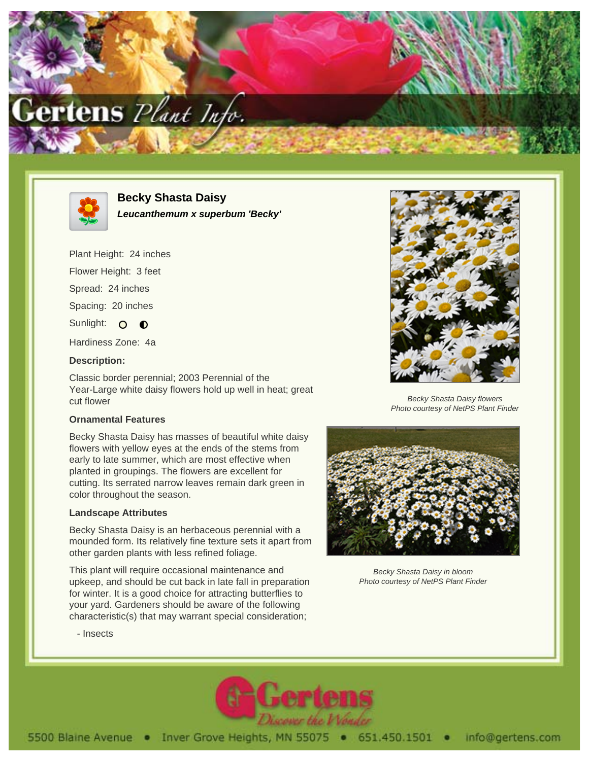# Becky Shasta Daisy

***Leucanthemum x superbum 'Becky'***

Plant Height: 24 inches

Flower Height: 3 feet

Spread: 24 inches

Spacing: 20 inches

Sunlight: ○ ◐

Hardiness Zone: 4a

**Description:**

Classic border perennial; 2003 Perennial of the Year-Large white daisy flowers hold up well in heat; great cut flower

*Becky Shasta Daisy flowers*
*Photo courtesy of NetPS Plant Finder*

### Ornamental Features

Becky Shasta Daisy has masses of beautiful white daisy flowers with yellow eyes at the ends of the stems from early to late summer, which are most effective when planted in groupings. The flowers are excellent for cutting. Its serrated narrow leaves remain dark green in color throughout the season.

### Landscape Attributes

Becky Shasta Daisy is an herbaceous perennial with a mounded form. Its relatively fine texture sets it apart from other garden plants with less refined foliage.

This plant will require occasional maintenance and upkeep, and should be cut back in late fall in preparation for winter. It is a good choice for attracting butterflies to your yard. Gardeners should be aware of the following characteristic(s) that may warrant special consideration;

- Insects

*Becky Shasta Daisy in bloom*
*Photo courtesy of NetPS Plant Finder*

5500 Blaine Avenue • Inver Grove Heights, MN 55075 • 651.450.1501 • info@gertens.com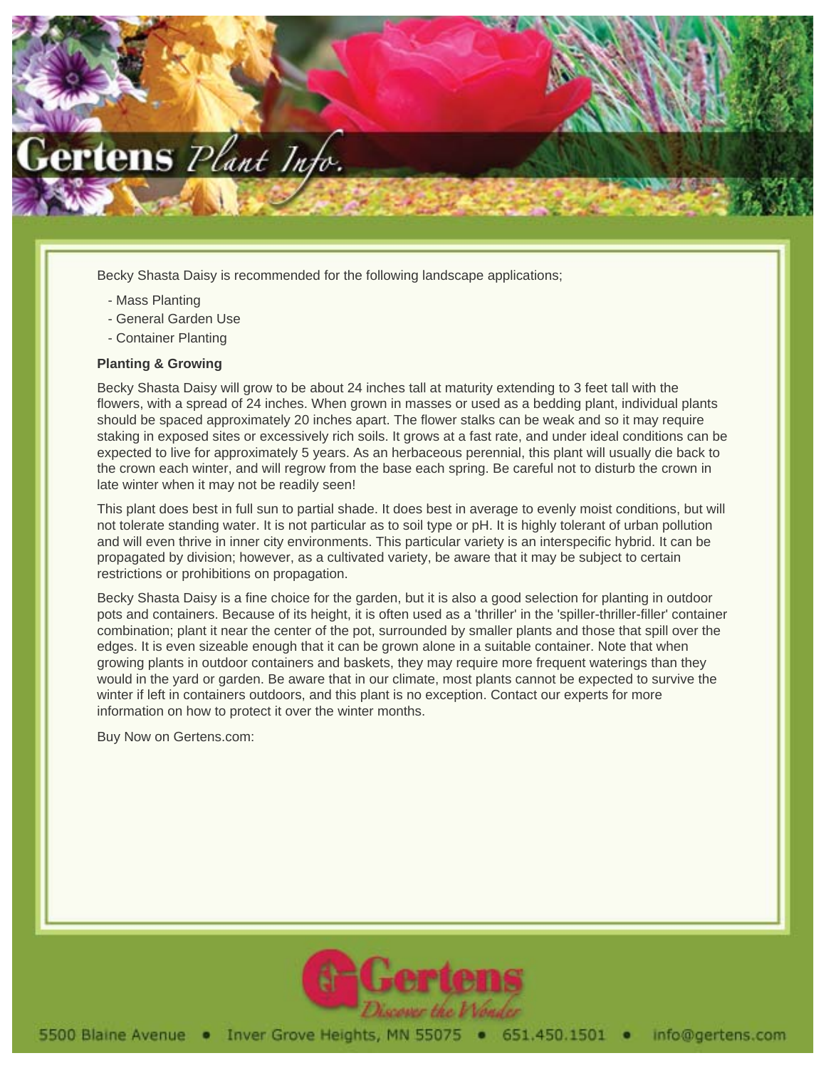Becky Shasta Daisy is recommended for the following landscape applications;

- Mass Planting
- General Garden Use
- Container Planting

**Planting & Growing**

Becky Shasta Daisy will grow to be about 24 inches tall at maturity extending to 3 feet tall with the flowers, with a spread of 24 inches. When grown in masses or used as a bedding plant, individual plants should be spaced approximately 20 inches apart. The flower stalks can be weak and so it may require staking in exposed sites or excessively rich soils. It grows at a fast rate, and under ideal conditions can be expected to live for approximately 5 years. As an herbaceous perennial, this plant will usually die back to the crown each winter, and will regrow from the base each spring. Be careful not to disturb the crown in late winter when it may not be readily seen!

This plant does best in full sun to partial shade. It does best in average to evenly moist conditions, but will not tolerate standing water. It is not particular as to soil type or pH. It is highly tolerant of urban pollution and will even thrive in inner city environments. This particular variety is an interspecific hybrid. It can be propagated by division; however, as a cultivated variety, be aware that it may be subject to certain restrictions or prohibitions on propagation.

Becky Shasta Daisy is a fine choice for the garden, but it is also a good selection for planting in outdoor pots and containers. Because of its height, it is often used as a 'thriller' in the 'spiller-thriller-filler' container combination; plant it near the center of the pot, surrounded by smaller plants and those that spill over the edges. It is even sizeable enough that it can be grown alone in a suitable container. Note that when growing plants in outdoor containers and baskets, they may require more frequent waterings than they would in the yard or garden. Be aware that in our climate, most plants cannot be expected to survive the winter if left in containers outdoors, and this plant is no exception. Contact our experts for more information on how to protect it over the winter months.

Buy Now on Gertens.com:

5500 Blaine Avenue • Inver Grove Heights, MN 55075 • 651.450.1501 • info@gertens.com